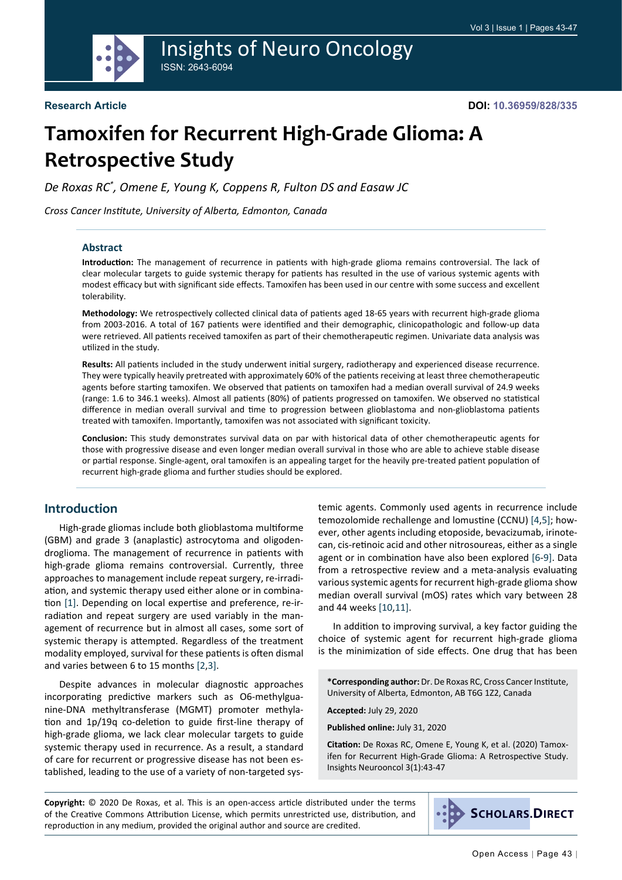Research Article

DOI: 10.36959/828/335

# Tamoxifen for Recurrent High-Grade Glioma: A Retrospective Study

*De Roxas RC*, Omene E, Young K, Coppens R, Fulton DS and Easaw JC*

*Cross Cancer Institute, University of Alberta, Edmonton, Canada*

## Abstract

**Introduction:** The management of recurrence in patients with high-grade glioma remains controversial. The lack of clear molecular targets to guide systemic therapy for patients has resulted in the use of various systemic agents with modest efficacy but with significant side effects. Tamoxifen has been used in our centre with some success and excellent tolerability.

**Methodology:** We retrospectively collected clinical data of patients aged 18-65 years with recurrent high-grade glioma from 2003-2016. A total of 167 patients were identified and their demographic, clinicopathologic and follow-up data were retrieved. All patients received tamoxifen as part of their chemotherapeutic regimen. Univariate data analysis was utilized in the study.

**Results:** All patients included in the study underwent initial surgery, radiotherapy and experienced disease recurrence. They were typically heavily pretreated with approximately 60% of the patients receiving at least three chemotherapeutic agents before starting tamoxifen. We observed that patients on tamoxifen had a median overall survival of 24.9 weeks (range: 1.6 to 346.1 weeks). Almost all patients (80%) of patients progressed on tamoxifen. We observed no statistical difference in median overall survival and time to progression between glioblastoma and non-glioblastoma patients treated with tamoxifen. Importantly, tamoxifen was not associated with significant toxicity.

**Conclusion:** This study demonstrates survival data on par with historical data of other chemotherapeutic agents for those with progressive disease and even longer median overall survival in those who are able to achieve stable disease or partial response. Single-agent, oral tamoxifen is an appealing target for the heavily pre-treated patient population of recurrent high-grade glioma and further studies should be explored.

## Introduction

High-grade gliomas include both glioblastoma multiforme (GBM) and grade 3 (anaplastic) astrocytoma and oligodendroglioma. The management of recurrence in patients with high-grade glioma remains controversial. Currently, three approaches to management include repeat surgery, re-irradiation, and systemic therapy used either alone or in combination [1]. Depending on local expertise and preference, re-irradiation and repeat surgery are used variably in the management of recurrence but in almost all cases, some sort of systemic therapy is attempted. Regardless of the treatment modality employed, survival for these patients is often dismal and varies between 6 to 15 months [2,3].

Despite advances in molecular diagnostic approaches incorporating predictive markers such as O6-methylguanine-DNA methyltransferase (MGMT) promoter methylation and 1p/19q co-deletion to guide first-line therapy of high-grade glioma, we lack clear molecular targets to guide systemic therapy used in recurrence. As a result, a standard of care for recurrent or progressive disease has not been established, leading to the use of a variety of non-targeted systemic agents. Commonly used agents in recurrence include temozolomide rechallenge and lomustine (CCNU) [4,5]; however, other agents including etoposide, bevacizumab, irinotecan, cis-retinoic acid and other nitrosoureas, either as a single agent or in combination have also been explored [6-9]. Data from a retrospective review and a meta-analysis evaluating various systemic agents for recurrent high-grade glioma show median overall survival (mOS) rates which vary between 28 and 44 weeks [10,11].

In addition to improving survival, a key factor guiding the choice of systemic agent for recurrent high-grade glioma is the minimization of side effects. One drug that has been

**\*Corresponding author:** Dr. De Roxas RC, Cross Cancer Institute, University of Alberta, Edmonton, AB T6G 1Z2, Canada

**Accepted:** July 29, 2020

**Published online:** July 31, 2020

**Citation:** De Roxas RC, Omene E, Young K, et al. (2020) Tamoxifen for Recurrent High-Grade Glioma: A Retrospective Study. Insights Neurooncol 3(1):43-47

**Copyright:** © 2020 De Roxas, et al. This is an open-access article distributed under the terms of the Creative Commons Attribution License, which permits unrestricted use, distribution, and reproduction in any medium, provided the original author and source are credited.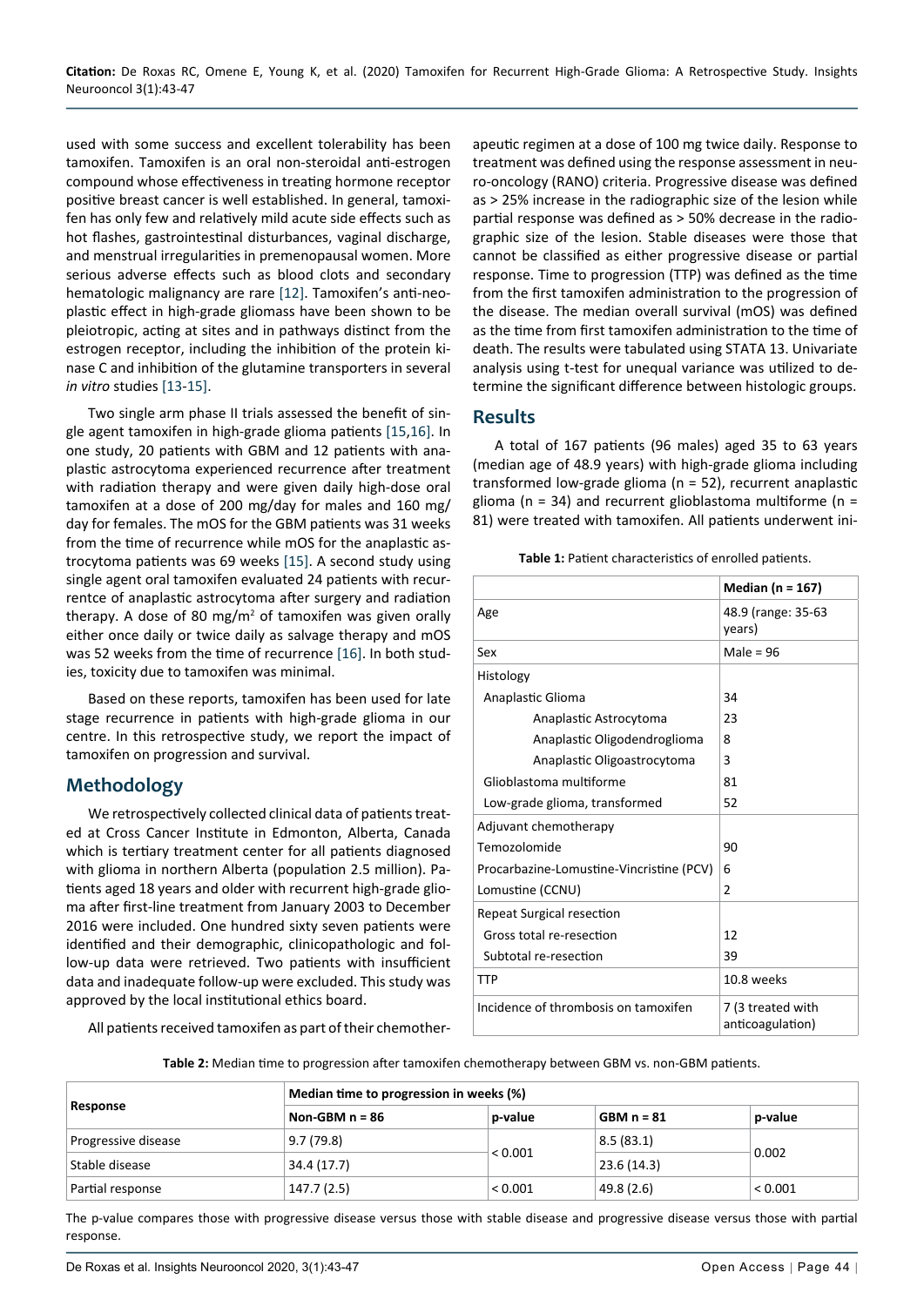used with some success and excellent tolerability has been tamoxifen. Tamoxifen is an oral non-steroidal anti-estrogen compound whose effectiveness in treating hormone receptor positive breast cancer is well established. In general, tamoxifen has only few and relatively mild acute side effects such as hot flashes, gastrointestinal disturbances, vaginal discharge, and menstrual irregularities in premenopausal women. More serious adverse effects such as blood clots and secondary hematologic malignancy are rare [12]. Tamoxifen's anti-neoplastic effect in high-grade gliomass have been shown to be pleiotropic, acting at sites and in pathways distinct from the estrogen receptor, including the inhibition of the protein kinase C and inhibition of the glutamine transporters in several *in vitro* studies [13-15].

Two single arm phase II trials assessed the benefit of single agent tamoxifen in high-grade glioma patients [15,16]. In one study, 20 patients with GBM and 12 patients with anaplastic astrocytoma experienced recurrence after treatment with radiation therapy and were given daily high-dose oral tamoxifen at a dose of 200 mg/day for males and 160 mg/day for females. The mOS for the GBM patients was 31 weeks from the time of recurrence while mOS for the anaplastic astrocytoma patients was 69 weeks [15]. A second study using single agent oral tamoxifen evaluated 24 patients with recurrentce of anaplastic astrocytoma after surgery and radiation therapy. A dose of 80 mg/m$^2$ of tamoxifen was given orally either once daily or twice daily as salvage therapy and mOS was 52 weeks from the time of recurrence [16]. In both studies, toxicity due to tamoxifen was minimal.

Based on these reports, tamoxifen has been used for late stage recurrence in patients with high-grade glioma in our centre. In this retrospective study, we report the impact of tamoxifen on progression and survival.

## Methodology

We retrospectively collected clinical data of patients treated at Cross Cancer Institute in Edmonton, Alberta, Canada which is tertiary treatment center for all patients diagnosed with glioma in northern Alberta (population 2.5 million). Patients aged 18 years and older with recurrent high-grade glioma after first-line treatment from January 2003 to December 2016 were included. One hundred sixty seven patients were identified and their demographic, clinicopathologic and follow-up data were retrieved. Two patients with insufficient data and inadequate follow-up were excluded. This study was approved by the local institutional ethics board.

All patients received tamoxifen as part of their chemotherapeutic regimen at a dose of 100 mg twice daily. Response to treatment was defined using the response assessment in neuro-oncology (RANO) criteria. Progressive disease was defined as > 25% increase in the radiographic size of the lesion while partial response was defined as > 50% decrease in the radiographic size of the lesion. Stable diseases were those that cannot be classified as either progressive disease or partial response. Time to progression (TTP) was defined as the time from the first tamoxifen administration to the progression of the disease. The median overall survival (mOS) was defined as the time from first tamoxifen administration to the time of death. The results were tabulated using STATA 13. Univariate analysis using t-test for unequal variance was utilized to determine the significant difference between histologic groups.

## Results

A total of 167 patients (96 males) aged 35 to 63 years (median age of 48.9 years) with high-grade glioma including transformed low-grade glioma (n = 52), recurrent anaplastic glioma (n = 34) and recurrent glioblastoma multiforme (n = 81) were treated with tamoxifen. All patients underwent ini-

**Table 1:** Patient characteristics of enrolled patients.

| | **Median (n = 167)** |
|---|---|
| Age | 48.9 (range: 35-63 years) |
| Sex | Male = 96 |
| Histology | |
| Anaplastic Glioma | 34 |
| Anaplastic Astrocytoma | 23 |
| Anaplastic Oligodendroglioma | 8 |
| Anaplastic Oligoastrocytoma | 3 |
| Glioblastoma multiforme | 81 |
| Low-grade glioma, transformed | 52 |
| Adjuvant chemotherapy | |
| Temozolomide | 90 |
| Procarbazine-Lomustine-Vincristine (PCV) | 6 |
| Lomustine (CCNU) | 2 |
| Repeat Surgical resection | |
| Gross total re-resection | 12 |
| Subtotal re-resection | 39 |
| TTP | 10.8 weeks |
| Incidence of thrombosis on tamoxifen | 7 (3 treated with anticoagulation) |

**Table 2:** Median time to progression after tamoxifen chemotherapy between GBM vs. non-GBM patients.

| Response | Median time to progression in weeks (%) | | | |
|---|---|---|---|---|
| | Non-GBM n = 86 | p-value | GBM n = 81 | p-value |
| Progressive disease | 9.7 (79.8) | < 0.001 | 8.5 (83.1) | 0.002 |
| Stable disease | 34.4 (17.7) | | 23.6 (14.3) | |
| Partial response | 147.7 (2.5) | < 0.001 | 49.8 (2.6) | < 0.001 |

The p-value compares those with progressive disease versus those with stable disease and progressive disease versus those with partial response.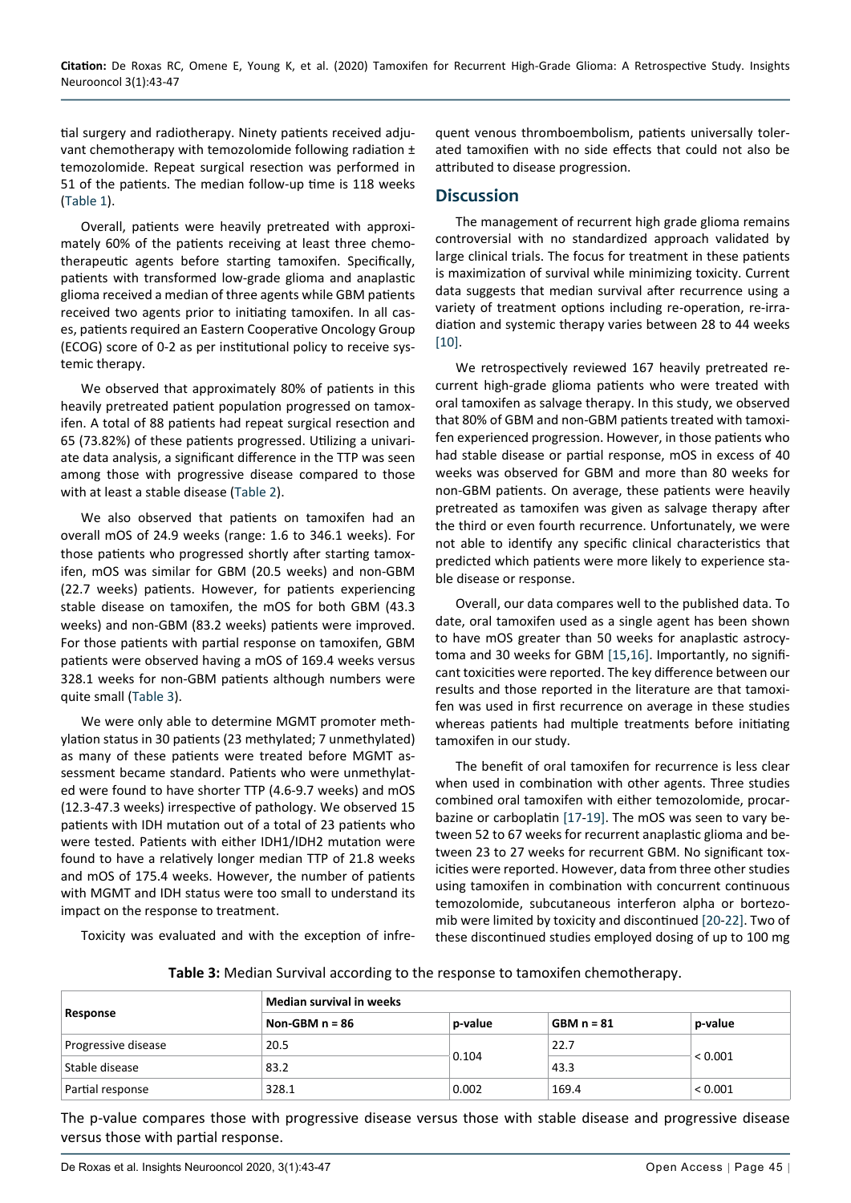tial surgery and radiotherapy. Ninety patients received adjuvant chemotherapy with temozolomide following radiation ± temozolomide. Repeat surgical resection was performed in 51 of the patients. The median follow-up time is 118 weeks (Table 1).

Overall, patients were heavily pretreated with approximately 60% of the patients receiving at least three chemotherapeutic agents before starting tamoxifen. Specifically, patients with transformed low-grade glioma and anaplastic glioma received a median of three agents while GBM patients received two agents prior to initiating tamoxifen. In all cases, patients required an Eastern Cooperative Oncology Group (ECOG) score of 0-2 as per institutional policy to receive systemic therapy.

We observed that approximately 80% of patients in this heavily pretreated patient population progressed on tamoxifen. A total of 88 patients had repeat surgical resection and 65 (73.82%) of these patients progressed. Utilizing a univariate data analysis, a significant difference in the TTP was seen among those with progressive disease compared to those with at least a stable disease (Table 2).

We also observed that patients on tamoxifen had an overall mOS of 24.9 weeks (range: 1.6 to 346.1 weeks). For those patients who progressed shortly after starting tamoxifen, mOS was similar for GBM (20.5 weeks) and non-GBM (22.7 weeks) patients. However, for patients experiencing stable disease on tamoxifen, the mOS for both GBM (43.3 weeks) and non-GBM (83.2 weeks) patients were improved. For those patients with partial response on tamoxifen, GBM patients were observed having a mOS of 169.4 weeks versus 328.1 weeks for non-GBM patients although numbers were quite small (Table 3).

We were only able to determine MGMT promoter methylation status in 30 patients (23 methylated; 7 unmethylated) as many of these patients were treated before MGMT assessment became standard. Patients who were unmethylated were found to have shorter TTP (4.6-9.7 weeks) and mOS (12.3-47.3 weeks) irrespective of pathology. We observed 15 patients with IDH mutation out of a total of 23 patients who were tested. Patients with either IDH1/IDH2 mutation were found to have a relatively longer median TTP of 21.8 weeks and mOS of 175.4 weeks. However, the number of patients with MGMT and IDH status were too small to understand its impact on the response to treatment.

Toxicity was evaluated and with the exception of infrequent venous thromboembolism, patients universally tolerated tamoxifen with no side effects that could not also be attributed to disease progression.

## Discussion

The management of recurrent high grade glioma remains controversial with no standardized approach validated by large clinical trials. The focus for treatment in these patients is maximization of survival while minimizing toxicity. Current data suggests that median survival after recurrence using a variety of treatment options including re-operation, re-irradiation and systemic therapy varies between 28 to 44 weeks [10].

We retrospectively reviewed 167 heavily pretreated recurrent high-grade glioma patients who were treated with oral tamoxifen as salvage therapy. In this study, we observed that 80% of GBM and non-GBM patients treated with tamoxifen experienced progression. However, in those patients who had stable disease or partial response, mOS in excess of 40 weeks was observed for GBM and more than 80 weeks for non-GBM patients. On average, these patients were heavily pretreated as tamoxifen was given as salvage therapy after the third or even fourth recurrence. Unfortunately, we were not able to identify any specific clinical characteristics that predicted which patients were more likely to experience stable disease or response.

Overall, our data compares well to the published data. To date, oral tamoxifen used as a single agent has been shown to have mOS greater than 50 weeks for anaplastic astrocytoma and 30 weeks for GBM [15,16]. Importantly, no significant toxicities were reported. The key difference between our results and those reported in the literature are that tamoxifen was used in first recurrence on average in these studies whereas patients had multiple treatments before initiating tamoxifen in our study.

The benefit of oral tamoxifen for recurrence is less clear when used in combination with other agents. Three studies combined oral tamoxifen with either temozolomide, procarbazine or carboplatin [17-19]. The mOS was seen to vary between 52 to 67 weeks for recurrent anaplastic glioma and between 23 to 27 weeks for recurrent GBM. No significant toxicities were reported. However, data from three other studies using tamoxifen in combination with concurrent continuous temozolomide, subcutaneous interferon alpha or bortezomib were limited by toxicity and discontinued [20-22]. Two of these discontinued studies employed dosing of up to 100 mg

**Table 3:** Median Survival according to the response to tamoxifen chemotherapy.

| Response | Median survival in weeks | | | |
|---|---|---|---|---|
| | Non-GBM n = 86 | p-value | GBM n = 81 | p-value |
| Progressive disease | 20.5 | 0.104 | 22.7 | < 0.001 |
| Stable disease | 83.2 | | 43.3 | |
| Partial response | 328.1 | 0.002 | 169.4 | < 0.001 |

The p-value compares those with progressive disease versus those with stable disease and progressive disease versus those with partial response.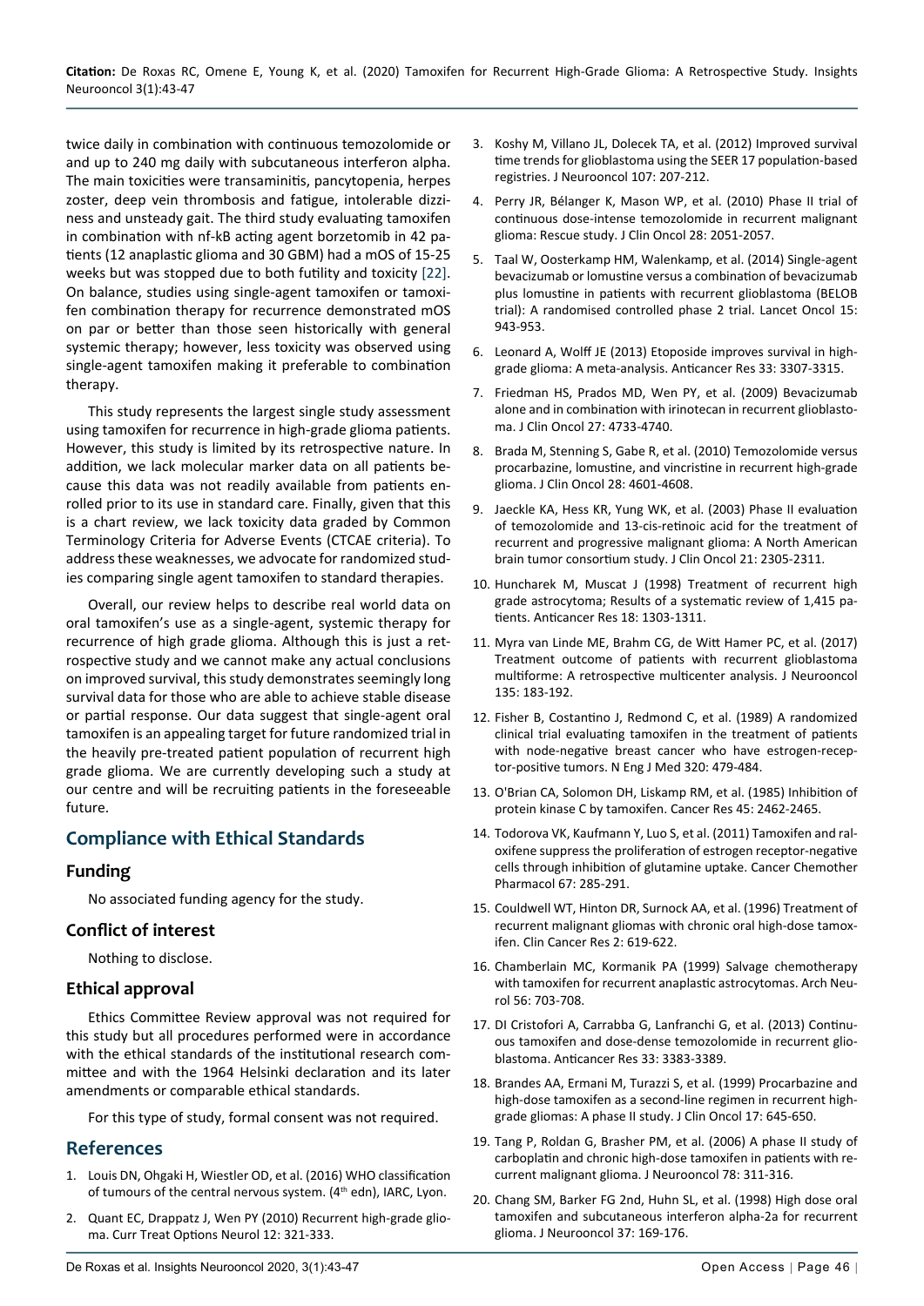twice daily in combination with continuous temozolomide or and up to 240 mg daily with subcutaneous interferon alpha. The main toxicities were transaminitis, pancytopenia, herpes zoster, deep vein thrombosis and fatigue, intolerable dizziness and unsteady gait. The third study evaluating tamoxifen in combination with nf-kB acting agent borzetomib in 42 patients (12 anaplastic glioma and 30 GBM) had a mOS of 15-25 weeks but was stopped due to both futility and toxicity [22]. On balance, studies using single-agent tamoxifen or tamoxifen combination therapy for recurrence demonstrated mOS on par or better than those seen historically with general systemic therapy; however, less toxicity was observed using single-agent tamoxifen making it preferable to combination therapy.

This study represents the largest single study assessment using tamoxifen for recurrence in high-grade glioma patients. However, this study is limited by its retrospective nature. In addition, we lack molecular marker data on all patients because this data was not readily available from patients enrolled prior to its use in standard care. Finally, given that this is a chart review, we lack toxicity data graded by Common Terminology Criteria for Adverse Events (CTCAE criteria). To address these weaknesses, we advocate for randomized studies comparing single agent tamoxifen to standard therapies.

Overall, our review helps to describe real world data on oral tamoxifen's use as a single-agent, systemic therapy for recurrence of high grade glioma. Although this is just a retrospective study and we cannot make any actual conclusions on improved survival, this study demonstrates seemingly long survival data for those who are able to achieve stable disease or partial response. Our data suggest that single-agent oral tamoxifen is an appealing target for future randomized trial in the heavily pre-treated patient population of recurrent high grade glioma. We are currently developing such a study at our centre and will be recruiting patients in the foreseeable future.

## Compliance with Ethical Standards

### Funding

No associated funding agency for the study.

### Conflict of interest

Nothing to disclose.

### Ethical approval

Ethics Committee Review approval was not required for this study but all procedures performed were in accordance with the ethical standards of the institutional research committee and with the 1964 Helsinki declaration and its later amendments or comparable ethical standards.

For this type of study, formal consent was not required.

## References

1. Louis DN, Ohgaki H, Wiestler OD, et al. (2016) WHO classification of tumours of the central nervous system. (4th edn), IARC, Lyon.
2. Quant EC, Drappatz J, Wen PY (2010) Recurrent high-grade glioma. Curr Treat Options Neurol 12: 321-333.
3. Koshy M, Villano JL, Dolecek TA, et al. (2012) Improved survival time trends for glioblastoma using the SEER 17 population-based registries. J Neurooncol 107: 207-212.
4. Perry JR, Bélanger K, Mason WP, et al. (2010) Phase II trial of continuous dose-intense temozolomide in recurrent malignant glioma: Rescue study. J Clin Oncol 28: 2051-2057.
5. Taal W, Oosterkamp HM, Walenkamp, et al. (2014) Single-agent bevacizumab or lomustine versus a combination of bevacizumab plus lomustine in patients with recurrent glioblastoma (BELOB trial): A randomised controlled phase 2 trial. Lancet Oncol 15: 943-953.
6. Leonard A, Wolff JE (2013) Etoposide improves survival in high-grade glioma: A meta-analysis. Anticancer Res 33: 3307-3315.
7. Friedman HS, Prados MD, Wen PY, et al. (2009) Bevacizumab alone and in combination with irinotecan in recurrent glioblastoma. J Clin Oncol 27: 4733-4740.
8. Brada M, Stenning S, Gabe R, et al. (2010) Temozolomide versus procarbazine, lomustine, and vincristine in recurrent high-grade glioma. J Clin Oncol 28: 4601-4608.
9. Jaeckle KA, Hess KR, Yung WK, et al. (2003) Phase II evaluation of temozolomide and 13-cis-retinoic acid for the treatment of recurrent and progressive malignant glioma: A North American brain tumor consortium study. J Clin Oncol 21: 2305-2311.
10. Huncharek M, Muscat J (1998) Treatment of recurrent high grade astrocytoma; Results of a systematic review of 1,415 patients. Anticancer Res 18: 1303-1311.
11. Myra van Linde ME, Brahm CG, de Witt Hamer PC, et al. (2017) Treatment outcome of patients with recurrent glioblastoma multiforme: A retrospective multicenter analysis. J Neurooncol 135: 183-192.
12. Fisher B, Costantino J, Redmond C, et al. (1989) A randomized clinical trial evaluating tamoxifen in the treatment of patients with node-negative breast cancer who have estrogen-receptor-positive tumors. N Eng J Med 320: 479-484.
13. O'Brian CA, Solomon DH, Liskamp RM, et al. (1985) Inhibition of protein kinase C by tamoxifen. Cancer Res 45: 2462-2465.
14. Todorova VK, Kaufmann Y, Luo S, et al. (2011) Tamoxifen and raloxifene suppress the proliferation of estrogen receptor-negative cells through inhibition of glutamine uptake. Cancer Chemother Pharmacol 67: 285-291.
15. Couldwell WT, Hinton DR, Surnock AA, et al. (1996) Treatment of recurrent malignant gliomas with chronic oral high-dose tamoxifen. Clin Cancer Res 2: 619-622.
16. Chamberlain MC, Kormanik PA (1999) Salvage chemotherapy with tamoxifen for recurrent anaplastic astrocytomas. Arch Neurol 56: 703-708.
17. DI Cristofori A, Carrabba G, Lanfranchi G, et al. (2013) Continuous tamoxifen and dose-dense temozolomide in recurrent glioblastoma. Anticancer Res 33: 3383-3389.
18. Brandes AA, Ermani M, Turazzi S, et al. (1999) Procarbazine and high-dose tamoxifen as a second-line regimen in recurrent high-grade gliomas: A phase II study. J Clin Oncol 17: 645-650.
19. Tang P, Roldan G, Brasher PM, et al. (2006) A phase II study of carboplatin and chronic high-dose tamoxifen in patients with recurrent malignant glioma. J Neurooncol 78: 311-316.
20. Chang SM, Barker FG 2nd, Huhn SL, et al. (1998) High dose oral tamoxifen and subcutaneous interferon alpha-2a for recurrent glioma. J Neurooncol 37: 169-176.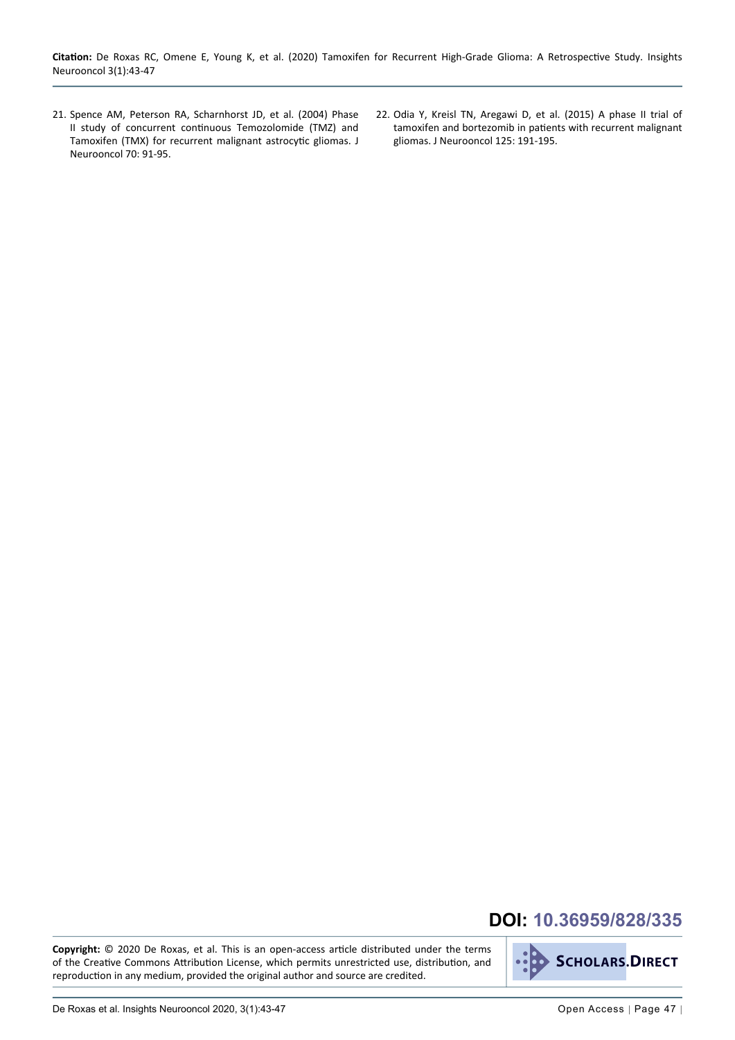21. Spence AM, Peterson RA, Scharnhorst JD, et al. (2004) Phase II study of concurrent continuous Temozolomide (TMZ) and Tamoxifen (TMX) for recurrent malignant astrocytic gliomas. J Neurooncol 70: 91-95.
22. Odia Y, Kreisl TN, Aregawi D, et al. (2015) A phase II trial of tamoxifen and bortezomib in patients with recurrent malignant gliomas. J Neurooncol 125: 191-195.

**DOI: 10.36959/828/335**

**Copyright:** © 2020 De Roxas, et al. This is an open-access article distributed under the terms of the Creative Commons Attribution License, which permits unrestricted use, distribution, and reproduction in any medium, provided the original author and source are credited.